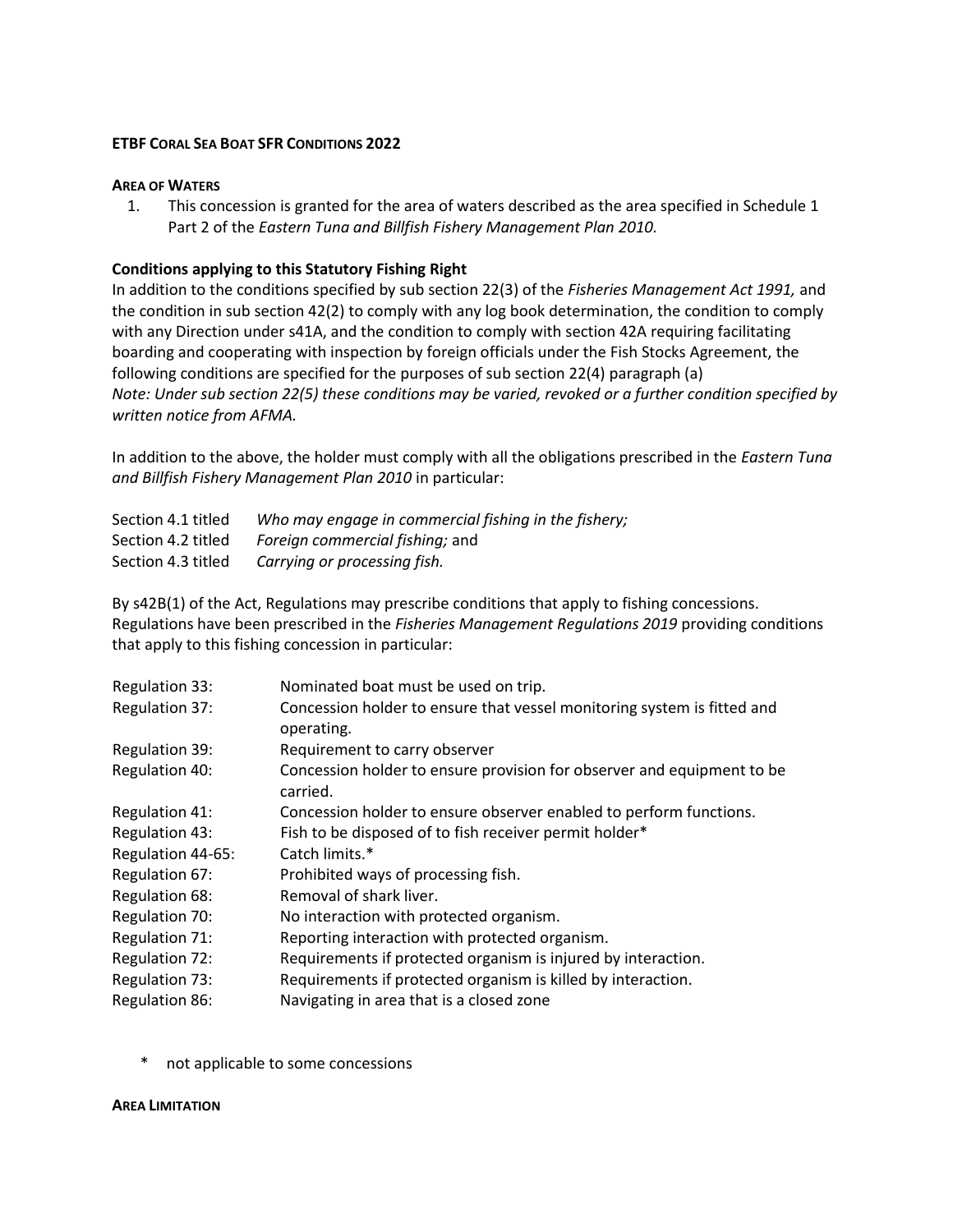**ETBF CORAL SEA BOAT SFR CONDITIONS 2022**

**AREA OF WATERS**

1. This concession is granted for the area of waters described as the area specified in Schedule 1 Part 2 of the *Eastern Tuna and Billfish Fishery Management Plan 2010.*

**Conditions applying to this Statutory Fishing Right**

In addition to the conditions specified by sub section 22(3) of the *Fisheries Management Act 1991,* and the condition in sub section 42(2) to comply with any log book determination, the condition to comply with any Direction under s41A, and the condition to comply with section 42A requiring facilitating boarding and cooperating with inspection by foreign officials under the Fish Stocks Agreement, the following conditions are specified for the purposes of sub section 22(4) paragraph (a)

*Note: Under sub section 22(5) these conditions may be varied, revoked or a further condition specified by written notice from AFMA.*

In addition to the above, the holder must comply with all the obligations prescribed in the *Eastern Tuna and Billfish Fishery Management Plan 2010* in particular:

| | |
|---|---|
| Section 4.1 titled | *Who may engage in commercial fishing in the fishery;* |
| Section 4.2 titled | *Foreign commercial fishing;* and |
| Section 4.3 titled | *Carrying or processing fish.* |

By s42B(1) of the Act, Regulations may prescribe conditions that apply to fishing concessions. Regulations have been prescribed in the *Fisheries Management Regulations 2019* providing conditions that apply to this fishing concession in particular:

| | |
|---|---|
| Regulation 33: | Nominated boat must be used on trip. |
| Regulation 37: | Concession holder to ensure that vessel monitoring system is fitted and operating. |
| Regulation 39: | Requirement to carry observer |
| Regulation 40: | Concession holder to ensure provision for observer and equipment to be carried. |
| Regulation 41: | Concession holder to ensure observer enabled to perform functions. |
| Regulation 43: | Fish to be disposed of to fish receiver permit holder* |
| Regulation 44-65: | Catch limits.* |
| Regulation 67: | Prohibited ways of processing fish. |
| Regulation 68: | Removal of shark liver. |
| Regulation 70: | No interaction with protected organism. |
| Regulation 71: | Reporting interaction with protected organism. |
| Regulation 72: | Requirements if protected organism is injured by interaction. |
| Regulation 73: | Requirements if protected organism is killed by interaction. |
| Regulation 86: | Navigating in area that is a closed zone |

\* not applicable to some concessions

**AREA LIMITATION**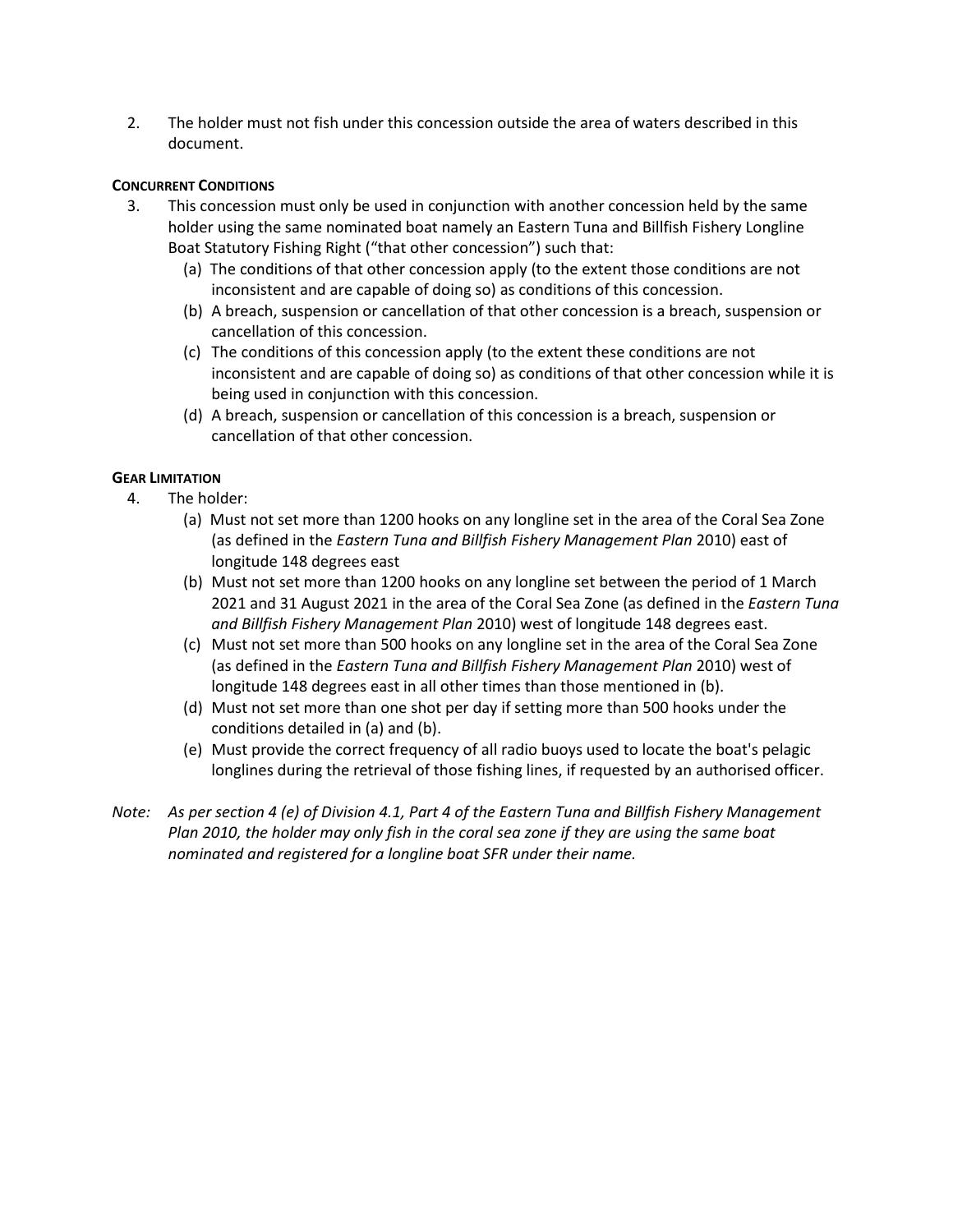2. The holder must not fish under this concession outside the area of waters described in this document.

**CONCURRENT CONDITIONS**

3. This concession must only be used in conjunction with another concession held by the same holder using the same nominated boat namely an Eastern Tuna and Billfish Fishery Longline Boat Statutory Fishing Right ("that other concession") such that:
   (a) The conditions of that other concession apply (to the extent those conditions are not inconsistent and are capable of doing so) as conditions of this concession.
   (b) A breach, suspension or cancellation of that other concession is a breach, suspension or cancellation of this concession.
   (c) The conditions of this concession apply (to the extent these conditions are not inconsistent and are capable of doing so) as conditions of that other concession while it is being used in conjunction with this concession.
   (d) A breach, suspension or cancellation of this concession is a breach, suspension or cancellation of that other concession.

**GEAR LIMITATION**

4. The holder:
   (a) Must not set more than 1200 hooks on any longline set in the area of the Coral Sea Zone (as defined in the *Eastern Tuna and Billfish Fishery Management Plan* 2010) east of longitude 148 degrees east
   (b) Must not set more than 1200 hooks on any longline set between the period of 1 March 2021 and 31 August 2021 in the area of the Coral Sea Zone (as defined in the *Eastern Tuna and Billfish Fishery Management Plan* 2010) west of longitude 148 degrees east.
   (c) Must not set more than 500 hooks on any longline set in the area of the Coral Sea Zone (as defined in the *Eastern Tuna and Billfish Fishery Management Plan* 2010) west of longitude 148 degrees east in all other times than those mentioned in (b).
   (d) Must not set more than one shot per day if setting more than 500 hooks under the conditions detailed in (a) and (b).
   (e) Must provide the correct frequency of all radio buoys used to locate the boat's pelagic longlines during the retrieval of those fishing lines, if requested by an authorised officer.

*Note: As per section 4 (e) of Division 4.1, Part 4 of the Eastern Tuna and Billfish Fishery Management Plan 2010, the holder may only fish in the coral sea zone if they are using the same boat nominated and registered for a longline boat SFR under their name.*